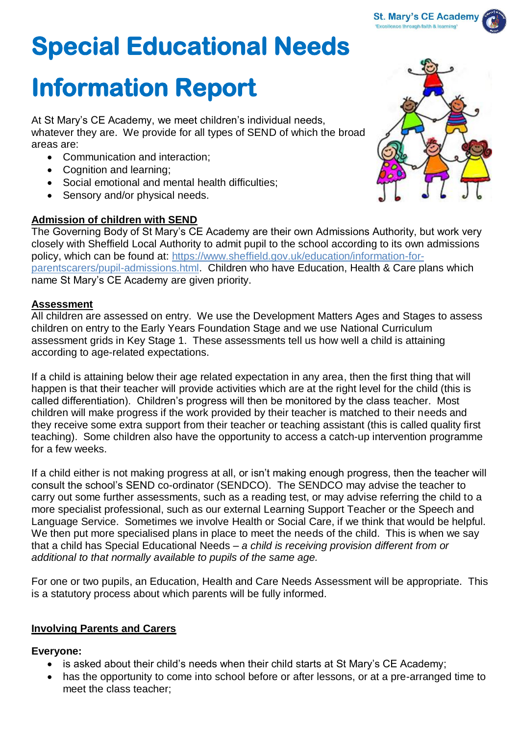# Special Educational Needs Information Report

At St Mary's CE Academy, we meet children's individual needs, whatever they are. We provide for all types of SEND of which the broad areas are:

- Communication and interaction;
- Cognition and learning;
- Social emotional and mental health difficulties;
- Sensory and/or physical needs.

## Admission of children with SEND

The Governing Body of St Mary's CE Academy are their own Admissions Authority, but work very closely with Sheffield Local Authority to admit pupil to the school according to its own admissions policy, which can be found at: [https://www.sheffield.gov.uk/education/information-for-parentscarers/pupil-admissions.html](https://www.sheffield.gov.uk/education/information-for-parentscarers/pupil-admissions.html). Children who have Education, Health & Care plans which name St Mary's CE Academy are given priority.

## Assessment

All children are assessed on entry. We use the Development Matters Ages and Stages to assess children on entry to the Early Years Foundation Stage and we use National Curriculum assessment grids in Key Stage 1. These assessments tell us how well a child is attaining according to age-related expectations.

If a child is attaining below their age related expectation in any area, then the first thing that will happen is that their teacher will provide activities which are at the right level for the child (this is called differentiation). Children's progress will then be monitored by the class teacher. Most children will make progress if the work provided by their teacher is matched to their needs and they receive some extra support from their teacher or teaching assistant (this is called quality first teaching). Some children also have the opportunity to access a catch-up intervention programme for a few weeks.

If a child either is not making progress at all, or isn't making enough progress, then the teacher will consult the school's SEND co-ordinator (SENDCO). The SENDCO may advise the teacher to carry out some further assessments, such as a reading test, or may advise referring the child to a more specialist professional, such as our external Learning Support Teacher or the Speech and Language Service. Sometimes we involve Health or Social Care, if we think that would be helpful. We then put more specialised plans in place to meet the needs of the child. This is when we say that a child has Special Educational Needs – *a child is receiving provision different from or additional to that normally available to pupils of the same age.*

For one or two pupils, an Education, Health and Care Needs Assessment will be appropriate. This is a statutory process about which parents will be fully informed.

## Involving Parents and Carers

**Everyone:**

- is asked about their child's needs when their child starts at St Mary's CE Academy;
- has the opportunity to come into school before or after lessons, or at a pre-arranged time to meet the class teacher;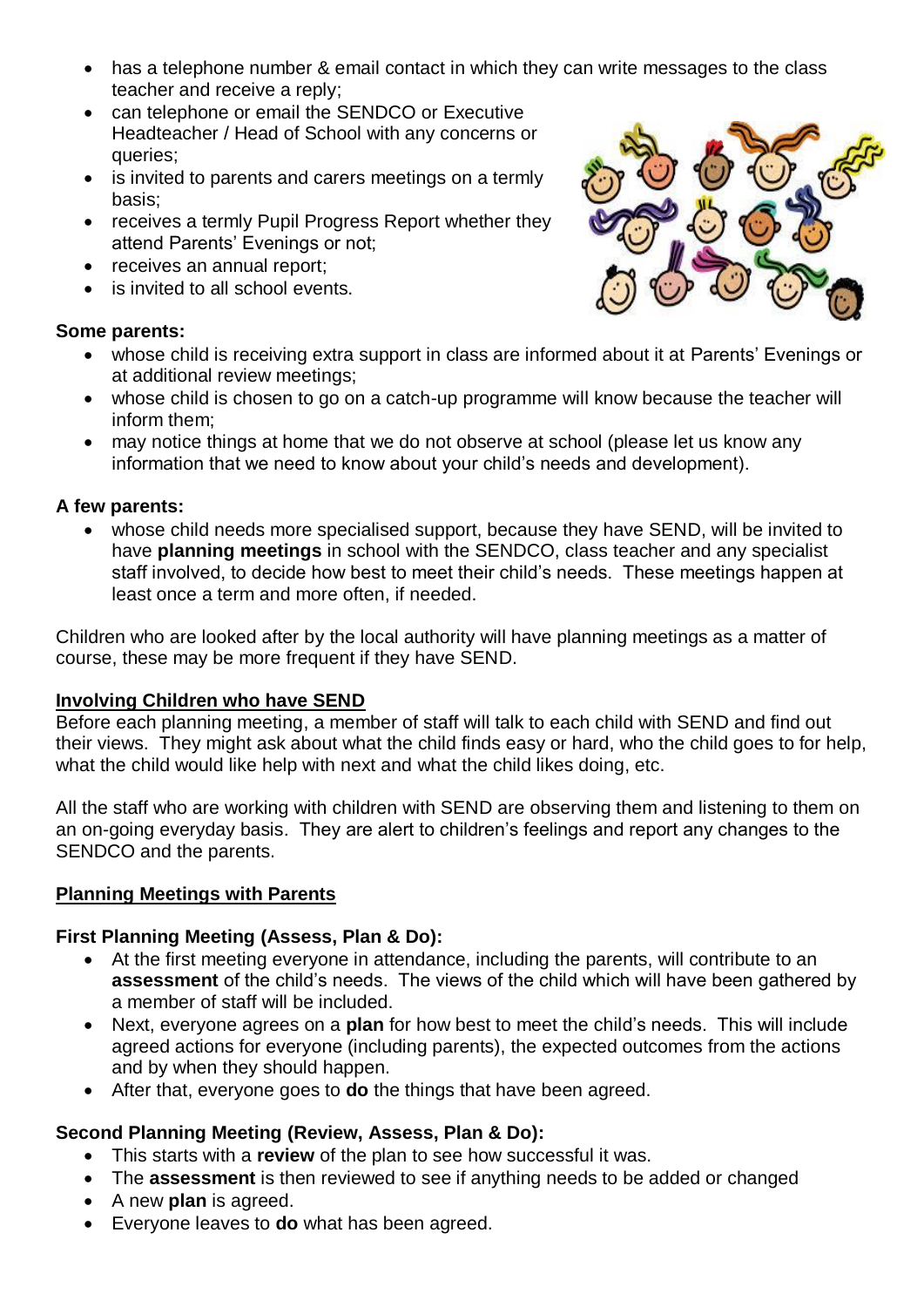- has a telephone number & email contact in which they can write messages to the class teacher and receive a reply;
- can telephone or email the SENDCO or Executive Headteacher / Head of School with any concerns or queries;
- is invited to parents and carers meetings on a termly basis;
- receives a termly Pupil Progress Report whether they attend Parents' Evenings or not;
- receives an annual report;
- is invited to all school events.

**Some parents:**

- whose child is receiving extra support in class are informed about it at Parents' Evenings or at additional review meetings;
- whose child is chosen to go on a catch-up programme will know because the teacher will inform them;
- may notice things at home that we do not observe at school (please let us know any information that we need to know about your child's needs and development).

**A few parents:**

- whose child needs more specialised support, because they have SEND, will be invited to have **planning meetings** in school with the SENDCO, class teacher and any specialist staff involved, to decide how best to meet their child's needs. These meetings happen at least once a term and more often, if needed.

Children who are looked after by the local authority will have planning meetings as a matter of course, these may be more frequent if they have SEND.

## Involving Children who have SEND

Before each planning meeting, a member of staff will talk to each child with SEND and find out their views. They might ask about what the child finds easy or hard, who the child goes to for help, what the child would like help with next and what the child likes doing, etc.

All the staff who are working with children with SEND are observing them and listening to them on an on-going everyday basis. They are alert to children's feelings and report any changes to the SENDCO and the parents.

## Planning Meetings with Parents

**First Planning Meeting (Assess, Plan & Do):**

- At the first meeting everyone in attendance, including the parents, will contribute to an **assessment** of the child's needs. The views of the child which will have been gathered by a member of staff will be included.
- Next, everyone agrees on a **plan** for how best to meet the child's needs. This will include agreed actions for everyone (including parents), the expected outcomes from the actions and by when they should happen.
- After that, everyone goes to **do** the things that have been agreed.

**Second Planning Meeting (Review, Assess, Plan & Do):**

- This starts with a **review** of the plan to see how successful it was.
- The **assessment** is then reviewed to see if anything needs to be added or changed
- A new **plan** is agreed.
- Everyone leaves to **do** what has been agreed.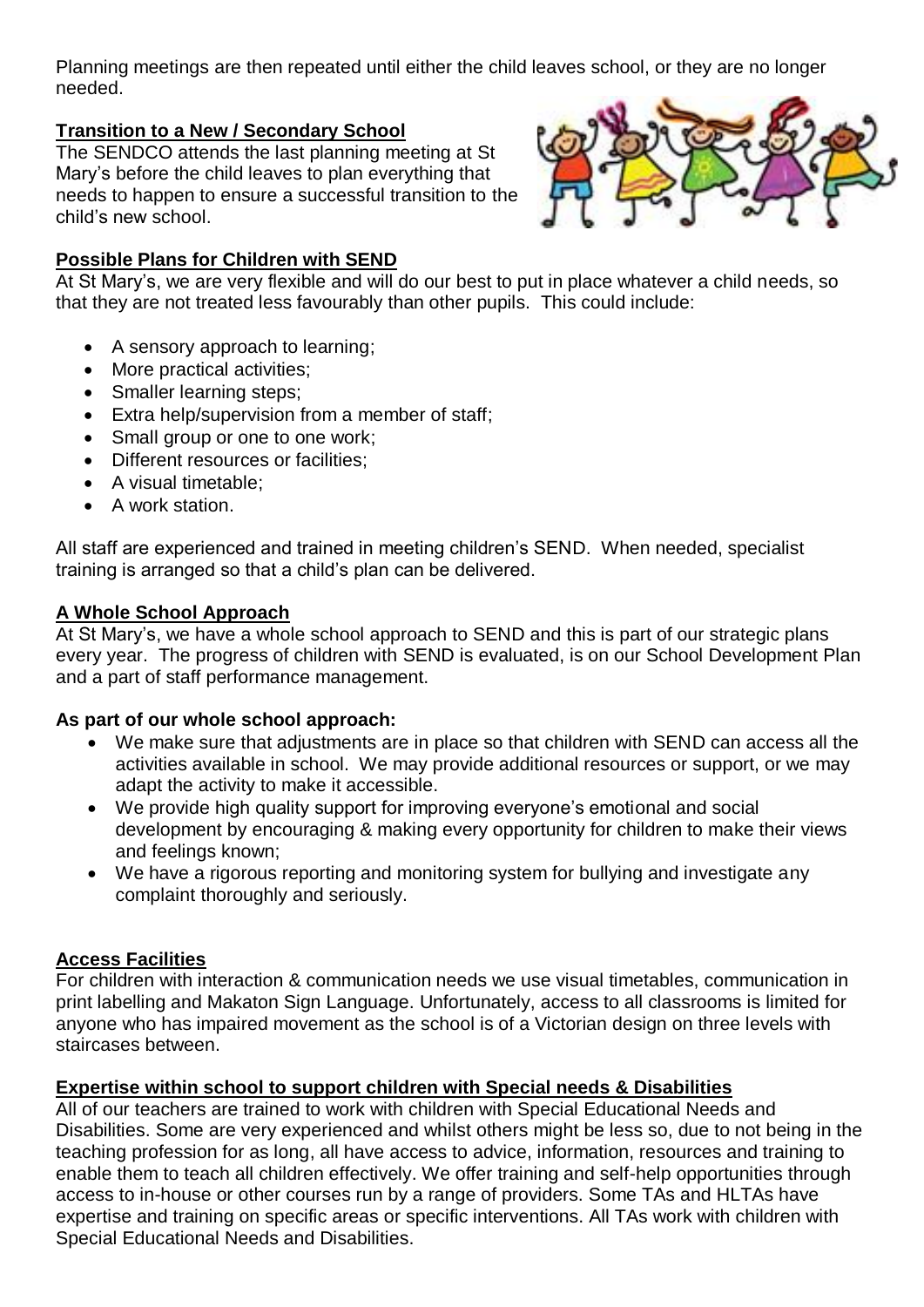Planning meetings are then repeated until either the child leaves school, or they are no longer needed.

## Transition to a New / Secondary School

The SENDCO attends the last planning meeting at St Mary's before the child leaves to plan everything that needs to happen to ensure a successful transition to the child's new school.

## Possible Plans for Children with SEND

At St Mary's, we are very flexible and will do our best to put in place whatever a child needs, so that they are not treated less favourably than other pupils. This could include:

- A sensory approach to learning;
- More practical activities;
- Smaller learning steps;
- Extra help/supervision from a member of staff;
- Small group or one to one work;
- Different resources or facilities;
- A visual timetable;
- A work station.

All staff are experienced and trained in meeting children's SEND. When needed, specialist training is arranged so that a child's plan can be delivered.

## A Whole School Approach

At St Mary's, we have a whole school approach to SEND and this is part of our strategic plans every year. The progress of children with SEND is evaluated, is on our School Development Plan and a part of staff performance management.

**As part of our whole school approach:**

- We make sure that adjustments are in place so that children with SEND can access all the activities available in school. We may provide additional resources or support, or we may adapt the activity to make it accessible.
- We provide high quality support for improving everyone's emotional and social development by encouraging & making every opportunity for children to make their views and feelings known;
- We have a rigorous reporting and monitoring system for bullying and investigate any complaint thoroughly and seriously.

## Access Facilities

For children with interaction & communication needs we use visual timetables, communication in print labelling and Makaton Sign Language. Unfortunately, access to all classrooms is limited for anyone who has impaired movement as the school is of a Victorian design on three levels with staircases between.

## Expertise within school to support children with Special needs & Disabilities

All of our teachers are trained to work with children with Special Educational Needs and Disabilities. Some are very experienced and whilst others might be less so, due to not being in the teaching profession for as long, all have access to advice, information, resources and training to enable them to teach all children effectively. We offer training and self-help opportunities through access to in-house or other courses run by a range of providers. Some TAs and HLTAs have expertise and training on specific areas or specific interventions. All TAs work with children with Special Educational Needs and Disabilities.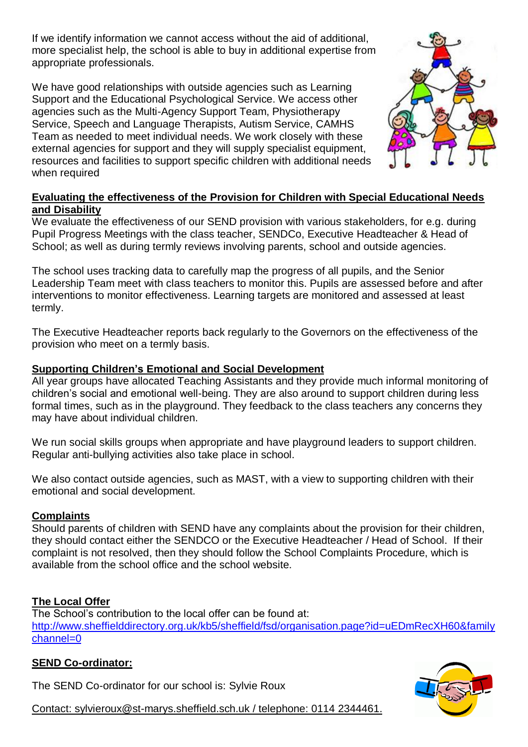If we identify information we cannot access without the aid of additional, more specialist help, the school is able to buy in additional expertise from appropriate professionals.

We have good relationships with outside agencies such as Learning Support and the Educational Psychological Service. We access other agencies such as the Multi-Agency Support Team, Physiotherapy Service, Speech and Language Therapists, Autism Service, CAMHS Team as needed to meet individual needs. We work closely with these external agencies for support and they will supply specialist equipment, resources and facilities to support specific children with additional needs when required

**Evaluating the effectiveness of the Provision for Children with Special Educational Needs and Disability**

We evaluate the effectiveness of our SEND provision with various stakeholders, for e.g. during Pupil Progress Meetings with the class teacher, SENDCo, Executive Headteacher & Head of School; as well as during termly reviews involving parents, school and outside agencies.

The school uses tracking data to carefully map the progress of all pupils, and the Senior Leadership Team meet with class teachers to monitor this. Pupils are assessed before and after interventions to monitor effectiveness. Learning targets are monitored and assessed at least termly.

The Executive Headteacher reports back regularly to the Governors on the effectiveness of the provision who meet on a termly basis.

**Supporting Children's Emotional and Social Development**

All year groups have allocated Teaching Assistants and they provide much informal monitoring of children's social and emotional well-being. They are also around to support children during less formal times, such as in the playground. They feedback to the class teachers any concerns they may have about individual children.

We run social skills groups when appropriate and have playground leaders to support children. Regular anti-bullying activities also take place in school.

We also contact outside agencies, such as MAST, with a view to supporting children with their emotional and social development.

**Complaints**

Should parents of children with SEND have any complaints about the provision for their children, they should contact either the SENDCO or the Executive Headteacher / Head of School. If their complaint is not resolved, then they should follow the School Complaints Procedure, which is available from the school office and the school website.

**The Local Offer**

The School's contribution to the local offer can be found at:
http://www.sheffielddirectory.org.uk/kb5/sheffield/fsd/organisation.page?id=uEDmRecXH60&familychannel=0

**SEND Co-ordinator:**

The SEND Co-ordinator for our school is: Sylvie Roux

Contact: sylvieroux@st-marys.sheffield.sch.uk / telephone: 0114 2344461.